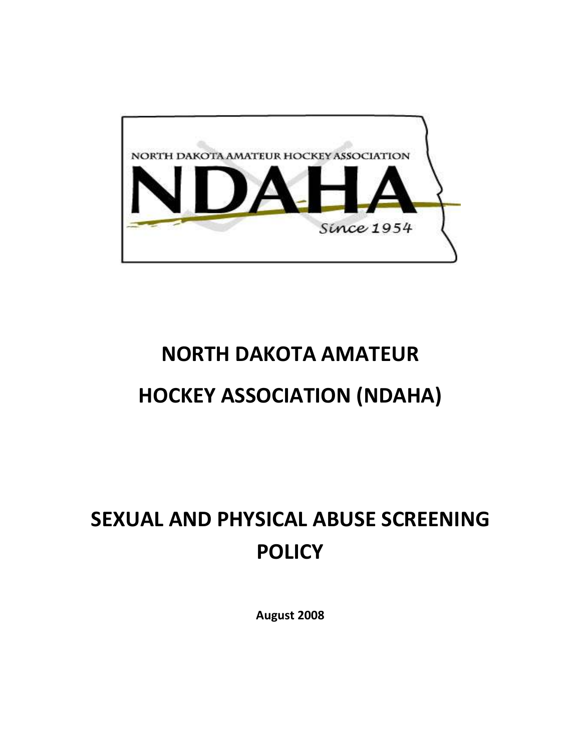NORTH DAKOTA AMATEUR HOCKEY ASSOCIATION

NDAHA

Since 1954

# NORTH DAKOTA AMATEUR HOCKEY ASSOCIATION (NDAHA)

# SEXUAL AND PHYSICAL ABUSE SCREENING POLICY

**August 2008**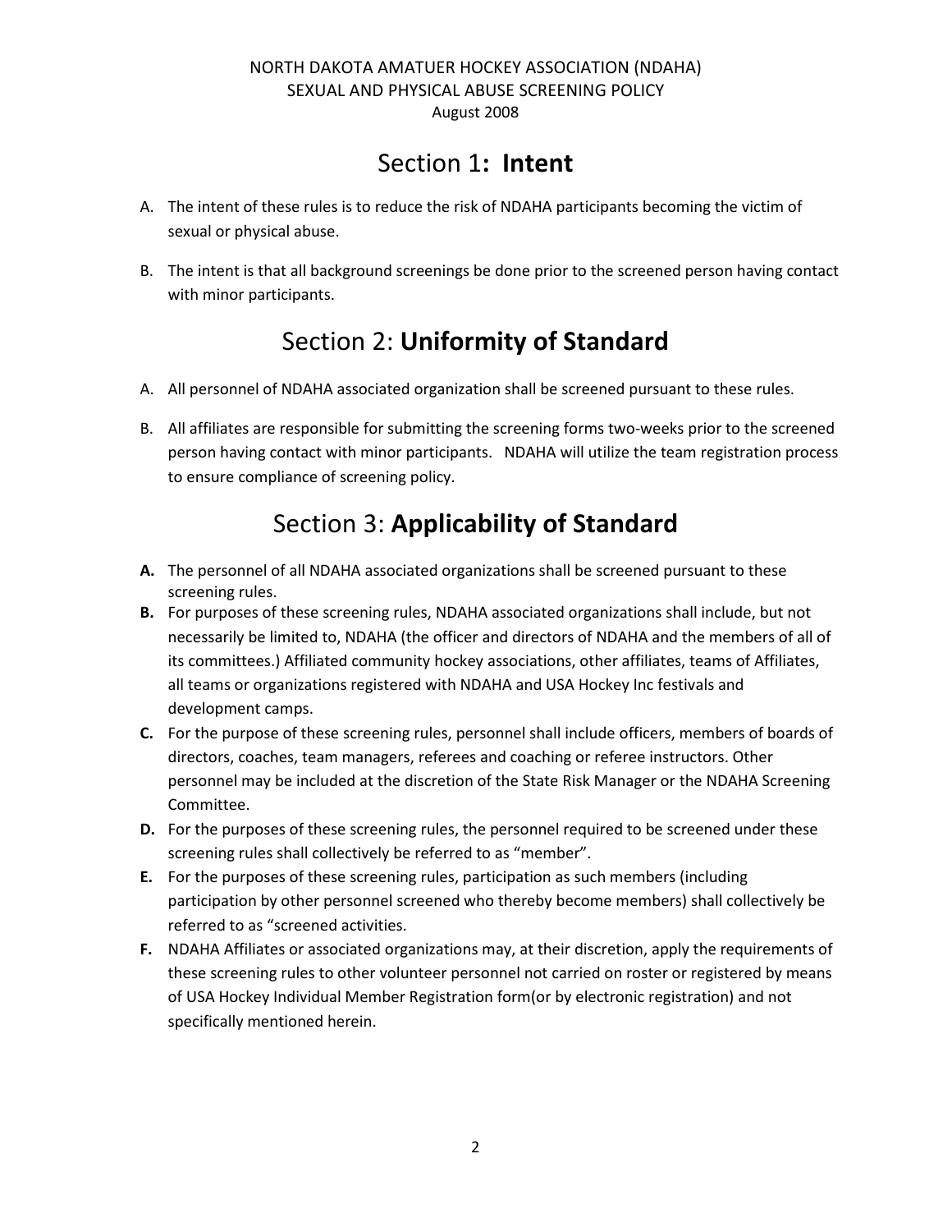NORTH DAKOTA AMATUER HOCKEY ASSOCIATION (NDAHA)
SEXUAL AND PHYSICAL ABUSE SCREENING POLICY
August 2008

# Section 1: **Intent**

A. The intent of these rules is to reduce the risk of NDAHA participants becoming the victim of sexual or physical abuse.

B. The intent is that all background screenings be done prior to the screened person having contact with minor participants.

# Section 2: **Uniformity of Standard**

A. All personnel of NDAHA associated organization shall be screened pursuant to these rules.

B. All affiliates are responsible for submitting the screening forms two-weeks prior to the screened person having contact with minor participants. NDAHA will utilize the team registration process to ensure compliance of screening policy.

# Section 3: **Applicability of Standard**

**A.** The personnel of all NDAHA associated organizations shall be screened pursuant to these screening rules.

**B.** For purposes of these screening rules, NDAHA associated organizations shall include, but not necessarily be limited to, NDAHA (the officer and directors of NDAHA and the members of all of its committees.) Affiliated community hockey associations, other affiliates, teams of Affiliates, all teams or organizations registered with NDAHA and USA Hockey Inc festivals and development camps.

**C.** For the purpose of these screening rules, personnel shall include officers, members of boards of directors, coaches, team managers, referees and coaching or referee instructors. Other personnel may be included at the discretion of the State Risk Manager or the NDAHA Screening Committee.

**D.** For the purposes of these screening rules, the personnel required to be screened under these screening rules shall collectively be referred to as "member".

**E.** For the purposes of these screening rules, participation as such members (including participation by other personnel screened who thereby become members) shall collectively be referred to as "screened activities.

**F.** NDAHA Affiliates or associated organizations may, at their discretion, apply the requirements of these screening rules to other volunteer personnel not carried on roster or registered by means of USA Hockey Individual Member Registration form(or by electronic registration) and not specifically mentioned herein.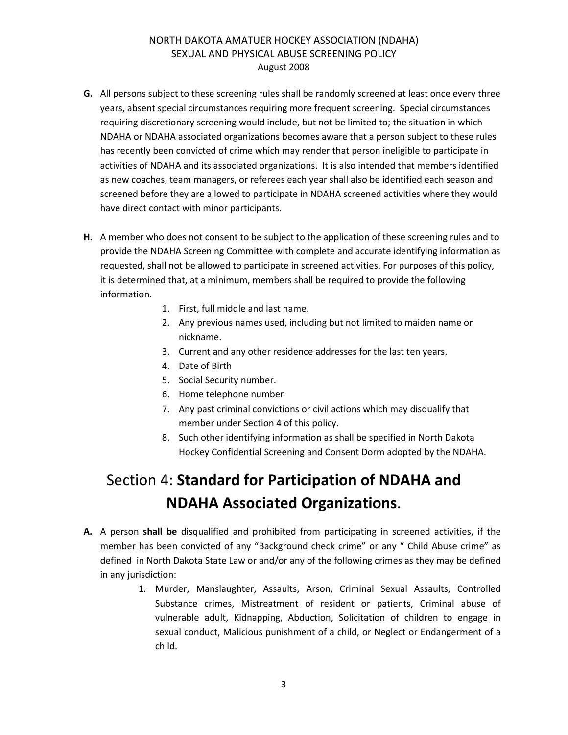**G.** All persons subject to these screening rules shall be randomly screened at least once every three years, absent special circumstances requiring more frequent screening. Special circumstances requiring discretionary screening would include, but not be limited to; the situation in which NDAHA or NDAHA associated organizations becomes aware that a person subject to these rules has recently been convicted of crime which may render that person ineligible to participate in activities of NDAHA and its associated organizations. It is also intended that members identified as new coaches, team managers, or referees each year shall also be identified each season and screened before they are allowed to participate in NDAHA screened activities where they would have direct contact with minor participants.

**H.** A member who does not consent to be subject to the application of these screening rules and to provide the NDAHA Screening Committee with complete and accurate identifying information as requested, shall not be allowed to participate in screened activities. For purposes of this policy, it is determined that, at a minimum, members shall be required to provide the following information.

1. First, full middle and last name.
2. Any previous names used, including but not limited to maiden name or nickname.
3. Current and any other residence addresses for the last ten years.
4. Date of Birth
5. Social Security number.
6. Home telephone number
7. Any past criminal convictions or civil actions which may disqualify that member under Section 4 of this policy.
8. Such other identifying information as shall be specified in North Dakota Hockey Confidential Screening and Consent Dorm adopted by the NDAHA.

# Section 4: **Standard for Participation of NDAHA and NDAHA Associated Organizations**.

**A.** A person **shall be** disqualified and prohibited from participating in screened activities, if the member has been convicted of any "Background check crime" or any " Child Abuse crime" as defined in North Dakota State Law or and/or any of the following crimes as they may be defined in any jurisdiction:

1. Murder, Manslaughter, Assaults, Arson, Criminal Sexual Assaults, Controlled Substance crimes, Mistreatment of resident or patients, Criminal abuse of vulnerable adult, Kidnapping, Abduction, Solicitation of children to engage in sexual conduct, Malicious punishment of a child, or Neglect or Endangerment of a child.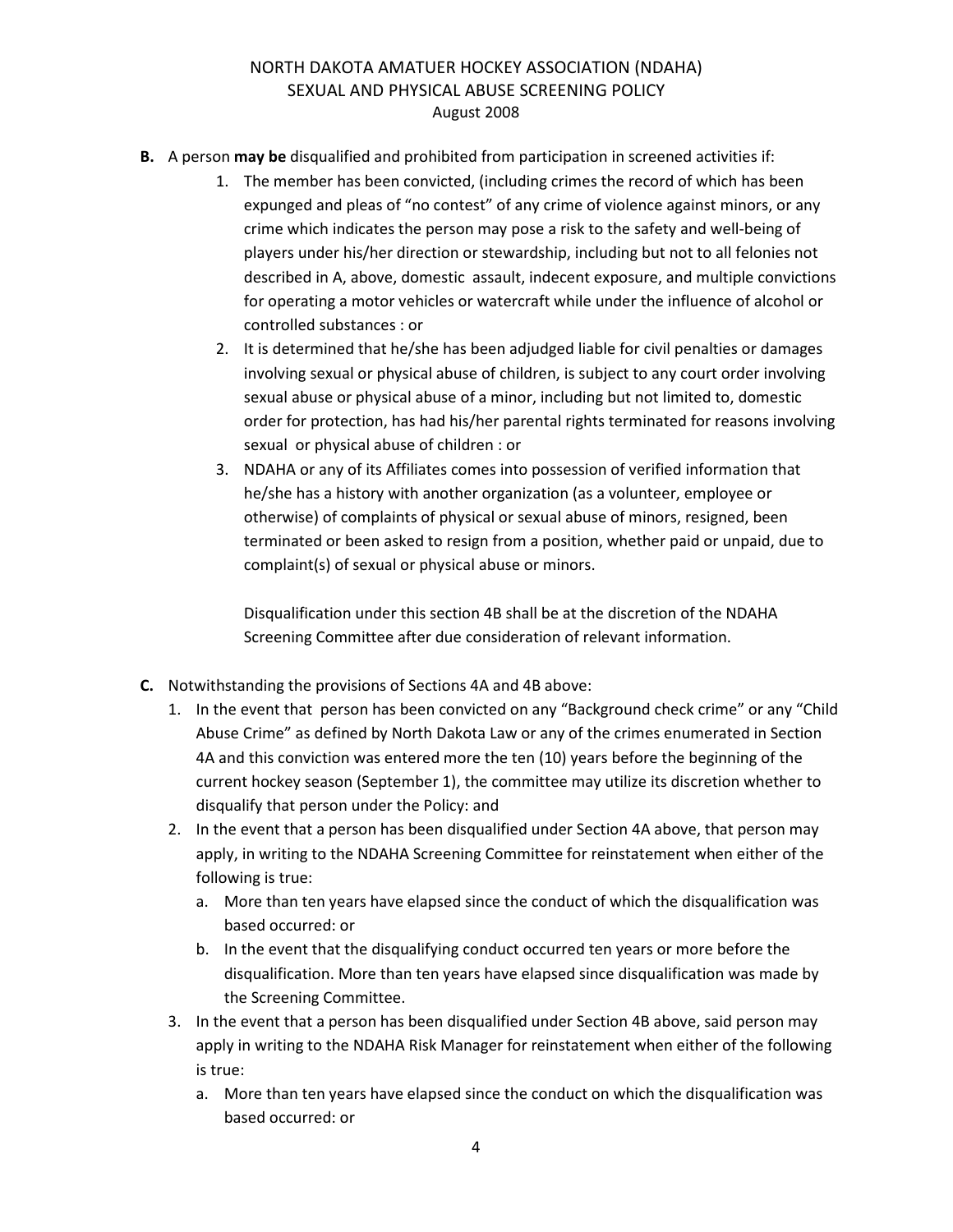**B.** A person **may be** disqualified and prohibited from participation in screened activities if:

1. The member has been convicted, (including crimes the record of which has been expunged and pleas of "no contest" of any crime of violence against minors, or any crime which indicates the person may pose a risk to the safety and well-being of players under his/her direction or stewardship, including but not to all felonies not described in A, above, domestic assault, indecent exposure, and multiple convictions for operating a motor vehicles or watercraft while under the influence of alcohol or controlled substances : or
2. It is determined that he/she has been adjudged liable for civil penalties or damages involving sexual or physical abuse of children, is subject to any court order involving sexual abuse or physical abuse of a minor, including but not limited to, domestic order for protection, has had his/her parental rights terminated for reasons involving sexual or physical abuse of children : or
3. NDAHA or any of its Affiliates comes into possession of verified information that he/she has a history with another organization (as a volunteer, employee or otherwise) of complaints of physical or sexual abuse of minors, resigned, been terminated or been asked to resign from a position, whether paid or unpaid, due to complaint(s) of sexual or physical abuse or minors.

   Disqualification under this section 4B shall be at the discretion of the NDAHA Screening Committee after due consideration of relevant information.

**C.** Notwithstanding the provisions of Sections 4A and 4B above:

1. In the event that person has been convicted on any "Background check crime" or any "Child Abuse Crime" as defined by North Dakota Law or any of the crimes enumerated in Section 4A and this conviction was entered more the ten (10) years before the beginning of the current hockey season (September 1), the committee may utilize its discretion whether to disqualify that person under the Policy: and
2. In the event that a person has been disqualified under Section 4A above, that person may apply, in writing to the NDAHA Screening Committee for reinstatement when either of the following is true:
   a. More than ten years have elapsed since the conduct of which the disqualification was based occurred: or
   b. In the event that the disqualifying conduct occurred ten years or more before the disqualification. More than ten years have elapsed since disqualification was made by the Screening Committee.
3. In the event that a person has been disqualified under Section 4B above, said person may apply in writing to the NDAHA Risk Manager for reinstatement when either of the following is true:
   a. More than ten years have elapsed since the conduct on which the disqualification was based occurred: or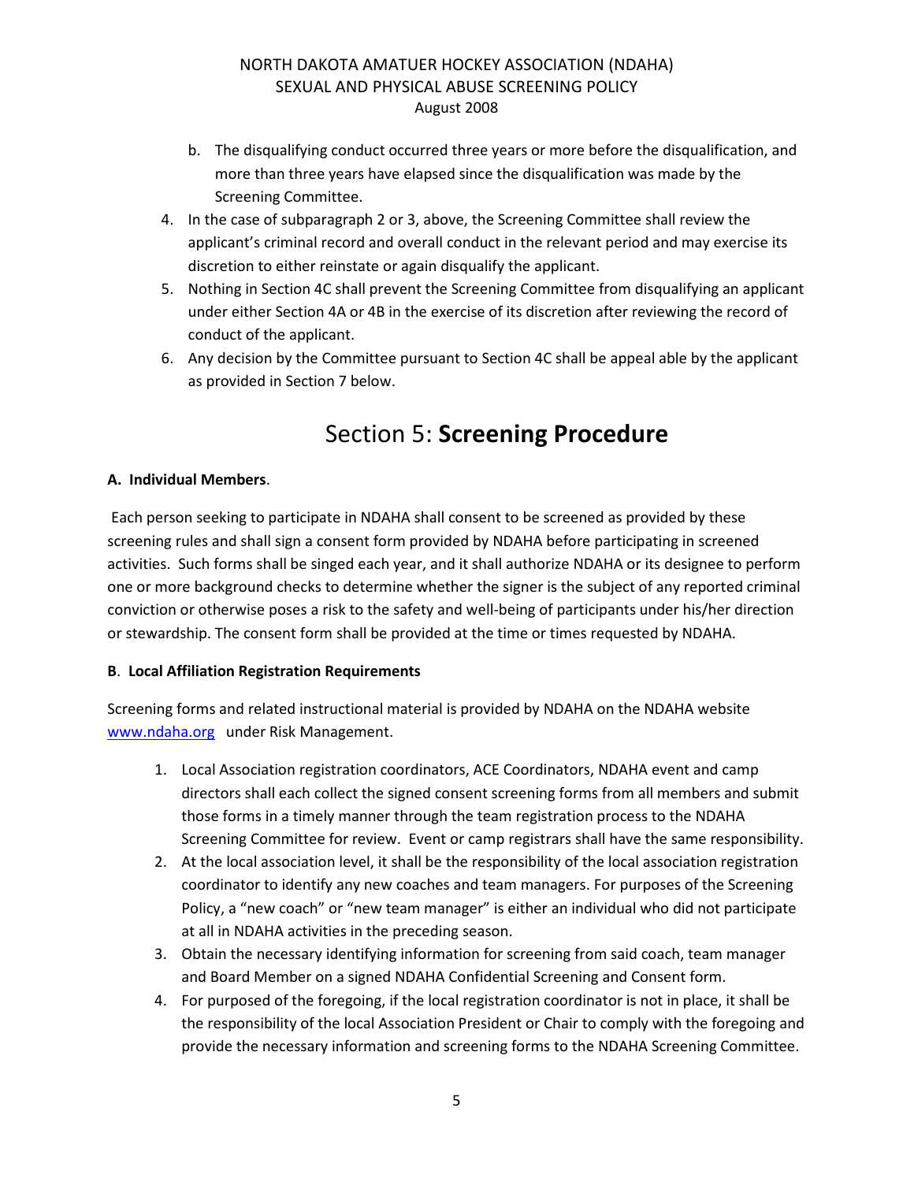b. The disqualifying conduct occurred three years or more before the disqualification, and more than three years have elapsed since the disqualification was made by the Screening Committee.

4. In the case of subparagraph 2 or 3, above, the Screening Committee shall review the applicant's criminal record and overall conduct in the relevant period and may exercise its discretion to either reinstate or again disqualify the applicant.
5. Nothing in Section 4C shall prevent the Screening Committee from disqualifying an applicant under either Section 4A or 4B in the exercise of its discretion after reviewing the record of conduct of the applicant.
6. Any decision by the Committee pursuant to Section 4C shall be appeal able by the applicant as provided in Section 7 below.

# Section 5: **Screening Procedure**

**A. Individual Members**.

Each person seeking to participate in NDAHA shall consent to be screened as provided by these screening rules and shall sign a consent form provided by NDAHA before participating in screened activities. Such forms shall be singed each year, and it shall authorize NDAHA or its designee to perform one or more background checks to determine whether the signer is the subject of any reported criminal conviction or otherwise poses a risk to the safety and well-being of participants under his/her direction or stewardship. The consent form shall be provided at the time or times requested by NDAHA.

**B**. **Local Affiliation Registration Requirements**

Screening forms and related instructional material is provided by NDAHA on the NDAHA website [www.ndaha.org](http://www.ndaha.org) under Risk Management.

1. Local Association registration coordinators, ACE Coordinators, NDAHA event and camp directors shall each collect the signed consent screening forms from all members and submit those forms in a timely manner through the team registration process to the NDAHA Screening Committee for review. Event or camp registrars shall have the same responsibility.
2. At the local association level, it shall be the responsibility of the local association registration coordinator to identify any new coaches and team managers. For purposes of the Screening Policy, a "new coach" or "new team manager" is either an individual who did not participate at all in NDAHA activities in the preceding season.
3. Obtain the necessary identifying information for screening from said coach, team manager and Board Member on a signed NDAHA Confidential Screening and Consent form.
4. For purposed of the foregoing, if the local registration coordinator is not in place, it shall be the responsibility of the local Association President or Chair to comply with the foregoing and provide the necessary information and screening forms to the NDAHA Screening Committee.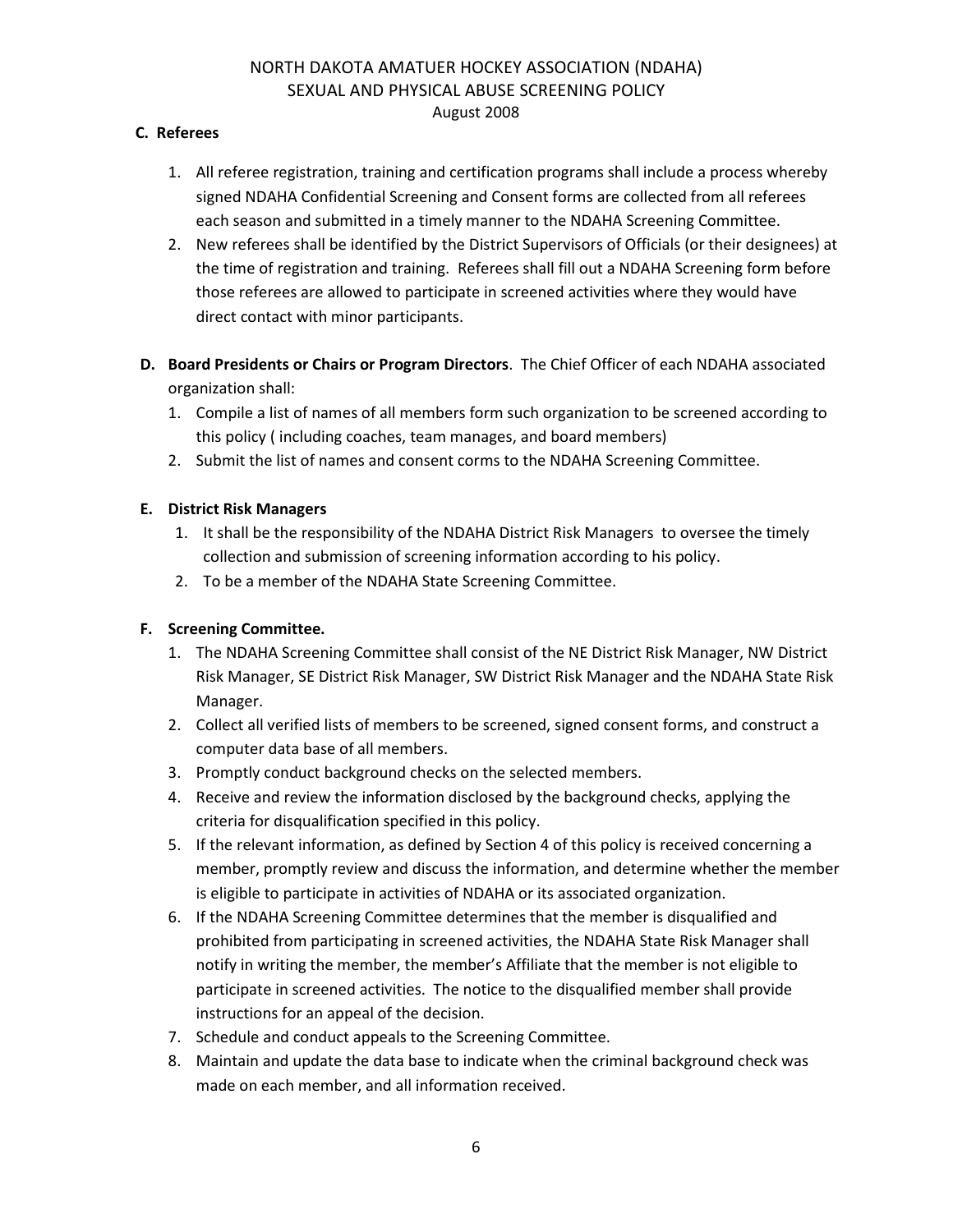**C. Referees**

1. All referee registration, training and certification programs shall include a process whereby signed NDAHA Confidential Screening and Consent forms are collected from all referees each season and submitted in a timely manner to the NDAHA Screening Committee.
2. New referees shall be identified by the District Supervisors of Officials (or their designees) at the time of registration and training. Referees shall fill out a NDAHA Screening form before those referees are allowed to participate in screened activities where they would have direct contact with minor participants.

**D. Board Presidents or Chairs or Program Directors**. The Chief Officer of each NDAHA associated organization shall:

1. Compile a list of names of all members form such organization to be screened according to this policy ( including coaches, team manages, and board members)
2. Submit the list of names and consent corms to the NDAHA Screening Committee.

**E. District Risk Managers**

1. It shall be the responsibility of the NDAHA District Risk Managers to oversee the timely collection and submission of screening information according to his policy.
2. To be a member of the NDAHA State Screening Committee.

**F. Screening Committee.**

1. The NDAHA Screening Committee shall consist of the NE District Risk Manager, NW District Risk Manager, SE District Risk Manager, SW District Risk Manager and the NDAHA State Risk Manager.
2. Collect all verified lists of members to be screened, signed consent forms, and construct a computer data base of all members.
3. Promptly conduct background checks on the selected members.
4. Receive and review the information disclosed by the background checks, applying the criteria for disqualification specified in this policy.
5. If the relevant information, as defined by Section 4 of this policy is received concerning a member, promptly review and discuss the information, and determine whether the member is eligible to participate in activities of NDAHA or its associated organization.
6. If the NDAHA Screening Committee determines that the member is disqualified and prohibited from participating in screened activities, the NDAHA State Risk Manager shall notify in writing the member, the member's Affiliate that the member is not eligible to participate in screened activities. The notice to the disqualified member shall provide instructions for an appeal of the decision.
7. Schedule and conduct appeals to the Screening Committee.
8. Maintain and update the data base to indicate when the criminal background check was made on each member, and all information received.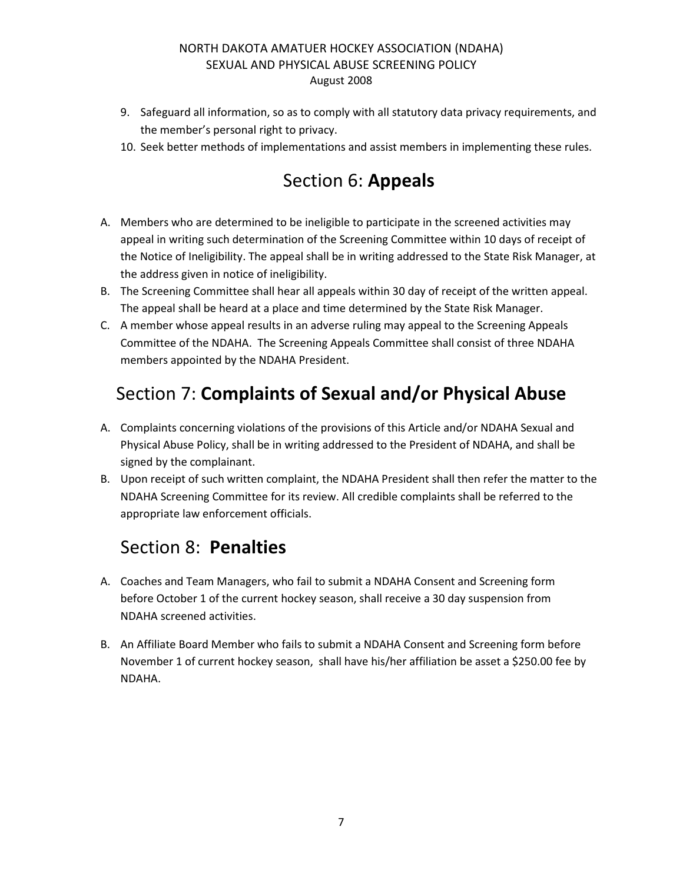9. Safeguard all information, so as to comply with all statutory data privacy requirements, and the member's personal right to privacy.
10. Seek better methods of implementations and assist members in implementing these rules.

## Section 6: **Appeals**

A. Members who are determined to be ineligible to participate in the screened activities may appeal in writing such determination of the Screening Committee within 10 days of receipt of the Notice of Ineligibility. The appeal shall be in writing addressed to the State Risk Manager, at the address given in notice of ineligibility.
B. The Screening Committee shall hear all appeals within 30 day of receipt of the written appeal. The appeal shall be heard at a place and time determined by the State Risk Manager.
C. A member whose appeal results in an adverse ruling may appeal to the Screening Appeals Committee of the NDAHA. The Screening Appeals Committee shall consist of three NDAHA members appointed by the NDAHA President.

## Section 7: **Complaints of Sexual and/or Physical Abuse**

A. Complaints concerning violations of the provisions of this Article and/or NDAHA Sexual and Physical Abuse Policy, shall be in writing addressed to the President of NDAHA, and shall be signed by the complainant.
B. Upon receipt of such written complaint, the NDAHA President shall then refer the matter to the NDAHA Screening Committee for its review. All credible complaints shall be referred to the appropriate law enforcement officials.

## Section 8: **Penalties**

A. Coaches and Team Managers, who fail to submit a NDAHA Consent and Screening form before October 1 of the current hockey season, shall receive a 30 day suspension from NDAHA screened activities.

B. An Affiliate Board Member who fails to submit a NDAHA Consent and Screening form before November 1 of current hockey season, shall have his/her affiliation be asset a $250.00 fee by NDAHA.